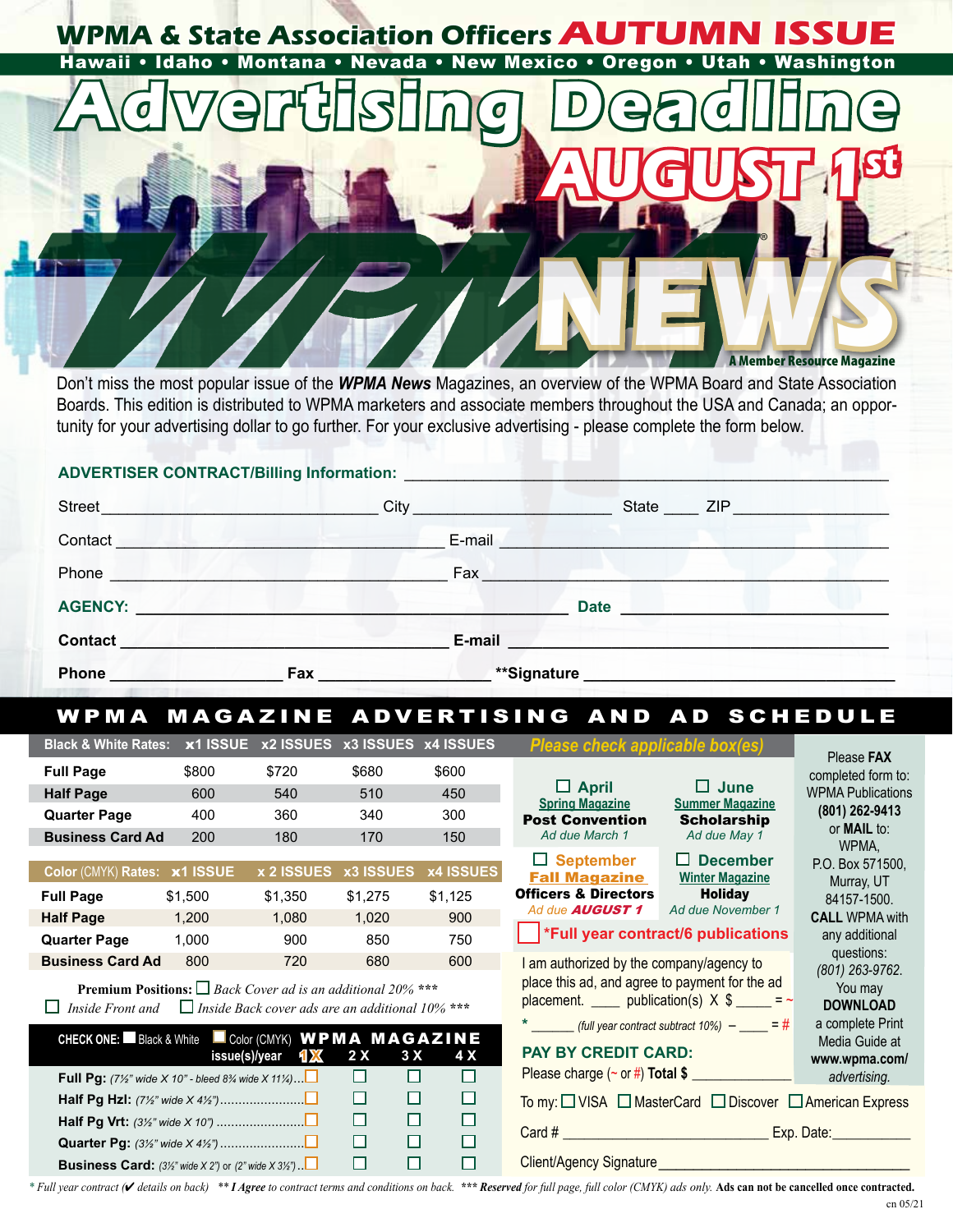# WPMA & State Association Officers AUTUMN ISSUE

**Hawaii • Idaho • Montana • Nevada • New Mexico • Oregon • Utah • Washington**

# Advertising Deadline AUGUST 1st

## WPMA NEWS®

A Member Resource Magazine

Don't miss the most popular issue of the ***WPMA News*** Magazines, an overview of the WPMA Board and State Association Boards. This edition is distributed to WPMA marketers and associate members throughout the USA and Canada; an opportunity for your advertising dollar to go further. For your exclusive advertising - please complete the form below.

**ADVERTISER CONTRACT/Billing Information:** ______________________________

Street ______________________ City ________________ State ____ ZIP ____________

Contact ______________________ E-mail ______________________

Phone ______________________ Fax ______________________

**AGENCY:** ______________________ **Date** ______________________

**Contact** ______________________ **E-mail** ______________________

**Phone** ____________ **Fax** ____________ **\*\*Signature** ______________________

## WPMA MAGAZINE ADVERTISING AND AD SCHEDULE

| Black & White Rates: | x1 ISSUE | x2 ISSUES | x3 ISSUES | x4 ISSUES |
|---|---|---|---|---|
| **Full Page** | $800 | $720 | $680 | $600 |
| **Half Page** | 600 | 540 | 510 | 450 |
| **Quarter Page** | 400 | 360 | 340 | 300 |
| **Business Card Ad** | 200 | 180 | 170 | 150 |

| Color (CMYK) Rates: | x1 ISSUE | x 2 ISSUES | x3 ISSUES | x4 ISSUES |
|---|---|---|---|---|
| **Full Page** | $1,500 | $1,350 | $1,275 | $1,125 |
| **Half Page** | 1,200 | 1,080 | 1,020 | 900 |
| **Quarter Page** | 1,000 | 900 | 850 | 750 |
| **Business Card Ad** | 800 | 720 | 680 | 600 |

**Premium Positions:** ☐ *Back Cover ad is an additional 20% \*\*\**

☐ *Inside Front and* ☐ *Inside Back cover ads are an additional 10% \*\*\**

**CHECK ONE:** ☐ Black & White ☐ Color (CMYK)

| WPMA MAGAZINE issue(s)/year | 1X | 2 X | 3 X | 4 X |
|---|---|---|---|---|
| **Full Pg:** *(7½" wide X 10" - bleed 8¾ wide X 11¼)* | ☐ | ☐ | ☐ | ☐ |
| **Half Pg Hzl:** *(7½" wide X 4½")* | ☐ | ☐ | ☐ | ☐ |
| **Half Pg Vrt:** *(3½" wide X 10")* | ☐ | ☐ | ☐ | ☐ |
| **Quarter Pg:** *(3½" wide X 4½")* | ☐ | ☐ | ☐ | ☐ |
| **Business Card:** *(3½" wide X 2") or (2" wide X 3½")* | ☐ | ☐ | ☐ | ☐ |

*Please check applicable box(es)*

- ☐ **April** — Spring Magazine — **Post Convention** — *Ad due March 1*
- ☐ **June** — Summer Magazine — **Scholarship** — *Ad due May 1*
- ☐ **September** — **Fall Magazine** — **Officers & Directors** — *Ad due* ***AUGUST 1***
- ☐ **December** — Winter Magazine — **Holiday** — *Ad due November 1*

☐ **\*Full year contract/6 publications**

I am authorized by the company/agency to place this ad, and agree to payment for the ad placement. ____ publication(s) X $ _____ = ~

\* ______ *(full year contract subtract 10%)* – ____ = #

**PAY BY CREDIT CARD:**

Please charge (~ or #) **Total $** ____________

To my: ☐ VISA ☐ MasterCard ☐ Discover ☐ American Express

Card # ______________________ Exp. Date: __________

Client/Agency Signature ______________________

Please **FAX** completed form to: WPMA Publications **(801) 262-9413** or **MAIL** to: WPMA, P.O. Box 571500, Murray, UT 84157-1500. **CALL** WPMA with any additional questions: *(801) 263-9762*. You may **DOWNLOAD** a complete Print Media Guide at **www.wpma.com/** *advertising.*

*\* Full year contract (✔ details on back)* \*\* ***I Agree*** *to contract terms and conditions on back.* \*\*\* ***Reserved*** *for full page, full color (CMYK) ads only.* **Ads can not be cancelled once contracted.**

cn 05/21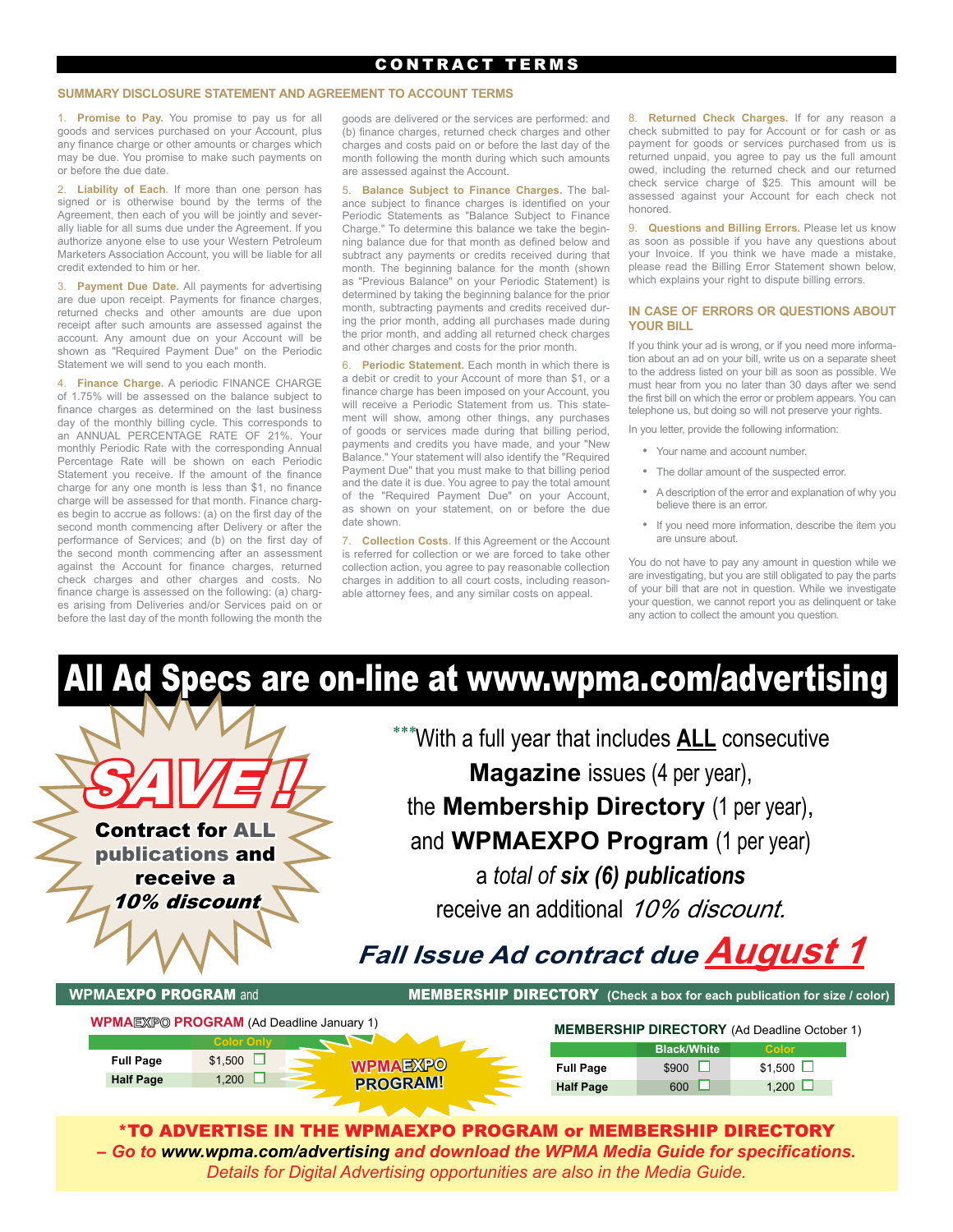# CONTRACT TERMS

## SUMMARY DISCLOSURE STATEMENT AND AGREEMENT TO ACCOUNT TERMS

1. **Promise to Pay.** You promise to pay us for all goods and services purchased on your Account, plus any finance charge or other amounts or charges which may be due. You promise to make such payments on or before the due date.

2. **Liability of Each**. If more than one person has signed or is otherwise bound by the terms of the Agreement, then each of you will be jointly and severally liable for all sums due under the Agreement. If you authorize anyone else to use your Western Petroleum Marketers Association Account, you will be liable for all credit extended to him or her.

3. **Payment Due Date.** All payments for advertising are due upon receipt. Payments for finance charges, returned checks and other amounts are due upon receipt after such amounts are assessed against the account. Any amount due on your Account will be shown as "Required Payment Due" on the Periodic Statement we will send to you each month.

4. **Finance Charge.** A periodic FINANCE CHARGE of 1.75% will be assessed on the balance subject to finance charges as determined on the last business day of the monthly billing cycle. This corresponds to an ANNUAL PERCENTAGE RATE OF 21%. Your monthly Periodic Rate with the corresponding Annual Percentage Rate will be shown on each Periodic Statement you receive. If the amount of the finance charge for any one month is less than $1, no finance charge will be assessed for that month. Finance charges begin to accrue as follows: (a) on the first day of the second month commencing after Delivery or after the performance of Services; and (b) on the first day of the second month commencing after an assessment against the Account for finance charges, returned check charges and other charges and costs. No finance charge is assessed on the following: (a) charges arising from Deliveries and/or Services paid on or before the last day of the month following the month the goods are delivered or the services are performed: and (b) finance charges, returned check charges and other charges and costs paid on or before the last day of the month following the month during which such amounts are assessed against the Account.

5. **Balance Subject to Finance Charges.** The balance subject to finance charges is identified on your Periodic Statements as "Balance Subject to Finance Charge." To determine this balance we take the beginning balance due for that month as defined below and subtract any payments or credits received during that month. The beginning balance for the month (shown as "Previous Balance" on your Periodic Statement) is determined by taking the beginning balance for the prior month, subtracting payments and credits received during the prior month, adding all purchases made during the prior month, and adding all returned check charges and other charges and costs for the prior month.

6. **Periodic Statement.** Each month in which there is a debit or credit to your Account of more than $1, or a finance charge has been imposed on your Account, you will receive a Periodic Statement from us. This statement will show, among other things, any purchases of goods or services made during that billing period, payments and credits you have made, and your "New Balance." Your statement will also identify the "Required Payment Due" that you must make to that billing period and the date it is due. You agree to pay the total amount of the "Required Payment Due" on your Account, as shown on your statement, on or before the due date shown.

7. **Collection Costs**. If this Agreement or the Account is referred for collection or we are forced to take other collection action, you agree to pay reasonable collection charges in addition to all court costs, including reasonable attorney fees, and any similar costs on appeal.

8. **Returned Check Charges.** If for any reason a check submitted to pay for Account or for cash or as payment for goods or services purchased from us is returned unpaid, you agree to pay us the full amount owed, including the returned check and our returned check service charge of $25. This amount will be assessed against your Account for each check not honored.

9. **Questions and Billing Errors.** Please let us know as soon as possible if you have any questions about your Invoice. If you think we have made a mistake, please read the Billing Error Statement shown below, which explains your right to dispute billing errors.

## IN CASE OF ERRORS OR QUESTIONS ABOUT YOUR BILL

If you think your ad is wrong, or if you need more information about an ad on your bill, write us on a separate sheet to the address listed on your bill as soon as possible. We must hear from you no later than 30 days after we send the first bill on which the error or problem appears. You can telephone us, but doing so will not preserve your rights.

In you letter, provide the following information:

- Your name and account number.
- The dollar amount of the suspected error.
- A description of the error and explanation of why you believe there is an error.
- If you need more information, describe the item you are unsure about.

You do not have to pay any amount in question while we are investigating, but you are still obligated to pay the parts of your bill that are not in question. While we investigate your question, we cannot report you as delinquent or take any action to collect the amount you question.

# All Ad Specs are on-line at www.wpma.com/advertising

**SAVE!** Contract for ALL publications and receive a *10% discount*

***With a full year that includes **ALL** consecutive **Magazine** issues (4 per year), the **Membership Directory** (1 per year), and **WPMAEXPO Program** (1 per year) a *total of **six (6) publications*** receive an additional *10% discount.*

***Fall Issue Ad contract due August 1***

**WPMAEXPO PROGRAM** and **MEMBERSHIP DIRECTORY** (Check a box for each publication for size / color)

**WPMAEXPO PROGRAM** (Ad Deadline January 1)

| | Color Only |
|---|---|
| **Full Page** | $1,500 ☐ |
| **Half Page** | 1,200 ☐ |

WPMAEXPO PROGRAM!

**MEMBERSHIP DIRECTORY** (Ad Deadline October 1)

| | Black/White | Color |
|---|---|---|
| **Full Page** | $900 ☐ | $1,500 ☐ |
| **Half Page** | 600 ☐ | 1,200 ☐ |

**\*TO ADVERTISE IN THE WPMAEXPO PROGRAM or MEMBERSHIP DIRECTORY**
***– Go to www.wpma.com/advertising and download the WPMA Media Guide for specifications.***
*Details for Digital Advertising opportunities are also in the Media Guide.*